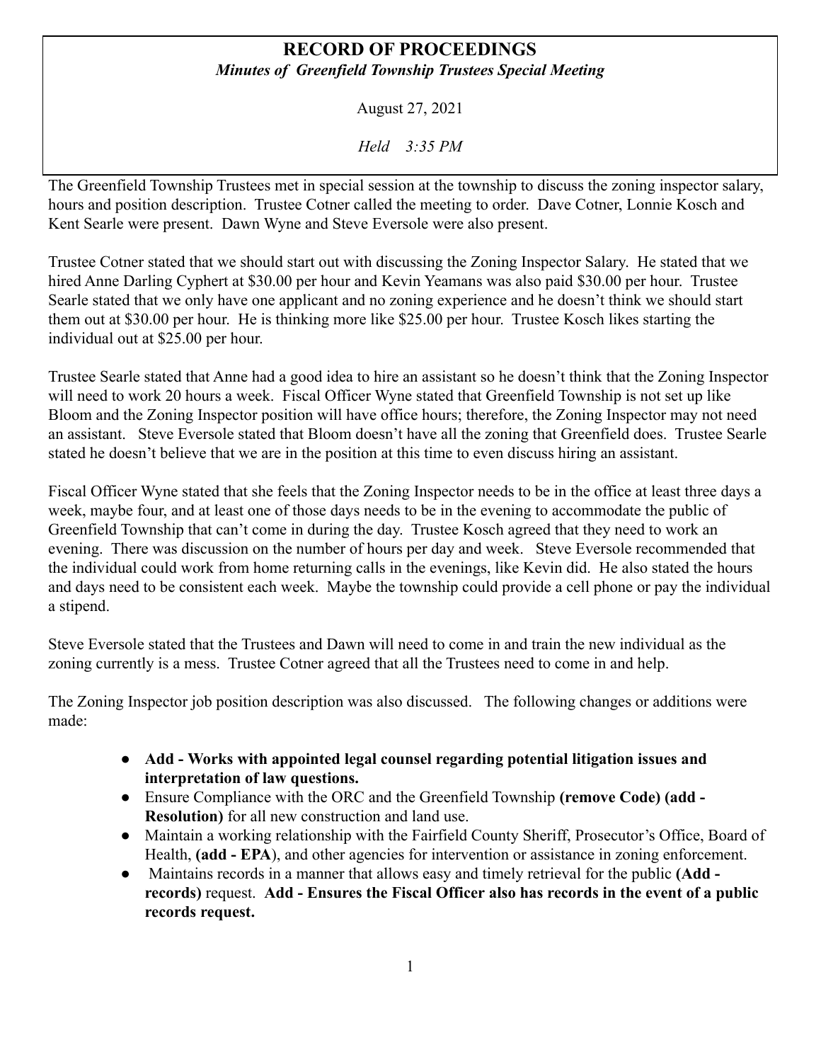# RECORD OF PROCEEDINGS

*Minutes of Greenfield Township Trustees Special Meeting*

August 27, 2021

*Held 3:35 PM*

The Greenfield Township Trustees met in special session at the township to discuss the zoning inspector salary, hours and position description. Trustee Cotner called the meeting to order. Dave Cotner, Lonnie Kosch and Kent Searle were present. Dawn Wyne and Steve Eversole were also present.

Trustee Cotner stated that we should start out with discussing the Zoning Inspector Salary. He stated that we hired Anne Darling Cyphert at $30.00 per hour and Kevin Yeamans was also paid $30.00 per hour. Trustee Searle stated that we only have one applicant and no zoning experience and he doesn't think we should start them out at $30.00 per hour. He is thinking more like $25.00 per hour. Trustee Kosch likes starting the individual out at $25.00 per hour.

Trustee Searle stated that Anne had a good idea to hire an assistant so he doesn't think that the Zoning Inspector will need to work 20 hours a week. Fiscal Officer Wyne stated that Greenfield Township is not set up like Bloom and the Zoning Inspector position will have office hours; therefore, the Zoning Inspector may not need an assistant. Steve Eversole stated that Bloom doesn't have all the zoning that Greenfield does. Trustee Searle stated he doesn't believe that we are in the position at this time to even discuss hiring an assistant.

Fiscal Officer Wyne stated that she feels that the Zoning Inspector needs to be in the office at least three days a week, maybe four, and at least one of those days needs to be in the evening to accommodate the public of Greenfield Township that can't come in during the day. Trustee Kosch agreed that they need to work an evening. There was discussion on the number of hours per day and week. Steve Eversole recommended that the individual could work from home returning calls in the evenings, like Kevin did. He also stated the hours and days need to be consistent each week. Maybe the township could provide a cell phone or pay the individual a stipend.

Steve Eversole stated that the Trustees and Dawn will need to come in and train the new individual as the zoning currently is a mess. Trustee Cotner agreed that all the Trustees need to come in and help.

The Zoning Inspector job position description was also discussed. The following changes or additions were made:

- **Add - Works with appointed legal counsel regarding potential litigation issues and interpretation of law questions.**
- Ensure Compliance with the ORC and the Greenfield Township **(remove Code) (add - Resolution)** for all new construction and land use.
- Maintain a working relationship with the Fairfield County Sheriff, Prosecutor's Office, Board of Health, **(add - EPA)**, and other agencies for intervention or assistance in zoning enforcement.
- Maintains records in a manner that allows easy and timely retrieval for the public **(Add - records)** request. **Add - Ensures the Fiscal Officer also has records in the event of a public records request.**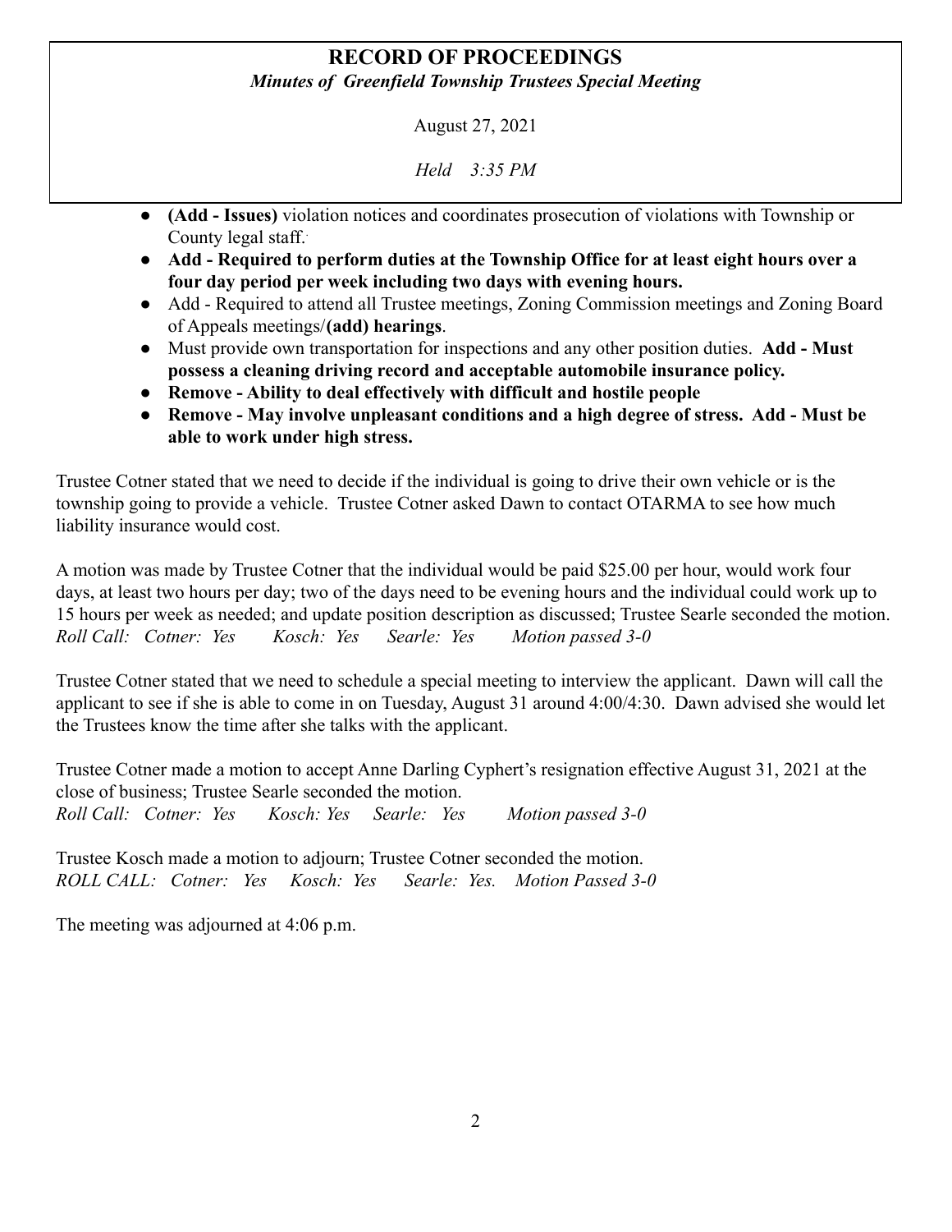# RECORD OF PROCEEDINGS

*Minutes of Greenfield Township Trustees Special Meeting*

August 27, 2021

*Held 3:35 PM*

- **(Add - Issues)** violation notices and coordinates prosecution of violations with Township or County legal staff.
- **Add - Required to perform duties at the Township Office for at least eight hours over a four day period per week including two days with evening hours.**
- Add - Required to attend all Trustee meetings, Zoning Commission meetings and Zoning Board of Appeals meetings/**(add) hearings**.
- Must provide own transportation for inspections and any other position duties. **Add - Must possess a cleaning driving record and acceptable automobile insurance policy.**
- **Remove - Ability to deal effectively with difficult and hostile people**
- **Remove - May involve unpleasant conditions and a high degree of stress. Add - Must be able to work under high stress.**

Trustee Cotner stated that we need to decide if the individual is going to drive their own vehicle or is the township going to provide a vehicle. Trustee Cotner asked Dawn to contact OTARMA to see how much liability insurance would cost.

A motion was made by Trustee Cotner that the individual would be paid $25.00 per hour, would work four days, at least two hours per day; two of the days need to be evening hours and the individual could work up to 15 hours per week as needed; and update position description as discussed; Trustee Searle seconded the motion.
*Roll Call: Cotner: Yes Kosch: Yes Searle: Yes Motion passed 3-0*

Trustee Cotner stated that we need to schedule a special meeting to interview the applicant. Dawn will call the applicant to see if she is able to come in on Tuesday, August 31 around 4:00/4:30. Dawn advised she would let the Trustees know the time after she talks with the applicant.

Trustee Cotner made a motion to accept Anne Darling Cyphert's resignation effective August 31, 2021 at the close of business; Trustee Searle seconded the motion.
*Roll Call: Cotner: Yes Kosch: Yes Searle: Yes Motion passed 3-0*

Trustee Kosch made a motion to adjourn; Trustee Cotner seconded the motion.
*ROLL CALL: Cotner: Yes Kosch: Yes Searle: Yes. Motion Passed 3-0*

The meeting was adjourned at 4:06 p.m.